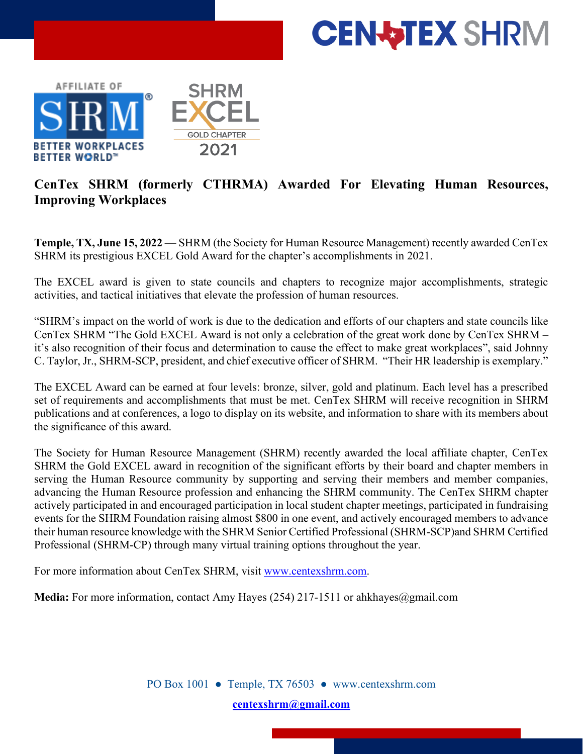# CenTex SHRM (formerly CTHRMA) Awarded For Elevating Human Resources, Improving Workplaces

**Temple, TX, June 15, 2022** — SHRM (the Society for Human Resource Management) recently awarded CenTex SHRM its prestigious EXCEL Gold Award for the chapter's accomplishments in 2021.

The EXCEL award is given to state councils and chapters to recognize major accomplishments, strategic activities, and tactical initiatives that elevate the profession of human resources.

"SHRM's impact on the world of work is due to the dedication and efforts of our chapters and state councils like CenTex SHRM "The Gold EXCEL Award is not only a celebration of the great work done by CenTex SHRM – it's also recognition of their focus and determination to cause the effect to make great workplaces", said Johnny C. Taylor, Jr., SHRM-SCP, president, and chief executive officer of SHRM. "Their HR leadership is exemplary."

The EXCEL Award can be earned at four levels: bronze, silver, gold and platinum. Each level has a prescribed set of requirements and accomplishments that must be met. CenTex SHRM will receive recognition in SHRM publications and at conferences, a logo to display on its website, and information to share with its members about the significance of this award.

The Society for Human Resource Management (SHRM) recently awarded the local affiliate chapter, CenTex SHRM the Gold EXCEL award in recognition of the significant efforts by their board and chapter members in serving the Human Resource community by supporting and serving their members and member companies, advancing the Human Resource profession and enhancing the SHRM community. The CenTex SHRM chapter actively participated in and encouraged participation in local student chapter meetings, participated in fundraising events for the SHRM Foundation raising almost $800 in one event, and actively encouraged members to advance their human resource knowledge with the SHRM Senior Certified Professional (SHRM-SCP)and SHRM Certified Professional (SHRM-CP) through many virtual training options throughout the year.

For more information about CenTex SHRM, visit www.centexshrm.com.

**Media:** For more information, contact Amy Hayes (254) 217-1511 or ahkhayes@gmail.com

PO Box 1001 ● Temple, TX 76503 ● www.centexshrm.com

**centexshrm@gmail.com**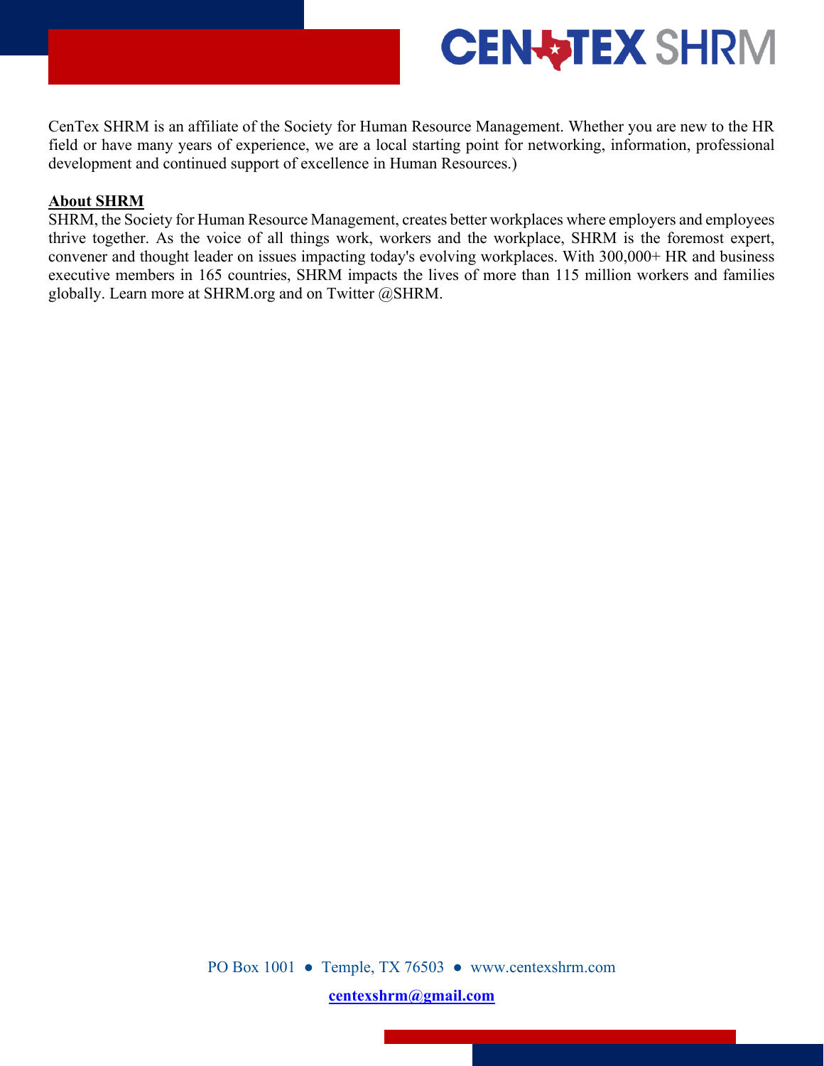CenTex SHRM is an affiliate of the Society for Human Resource Management. Whether you are new to the HR field or have many years of experience, we are a local starting point for networking, information, professional development and continued support of excellence in Human Resources.)

**About SHRM**

SHRM, the Society for Human Resource Management, creates better workplaces where employers and employees thrive together. As the voice of all things work, workers and the workplace, SHRM is the foremost expert, convener and thought leader on issues impacting today's evolving workplaces. With 300,000+ HR and business executive members in 165 countries, SHRM impacts the lives of more than 115 million workers and families globally. Learn more at SHRM.org and on Twitter @SHRM.

PO Box 1001 ● Temple, TX 76503 ● www.centexshrm.com

**centexshrm@gmail.com**